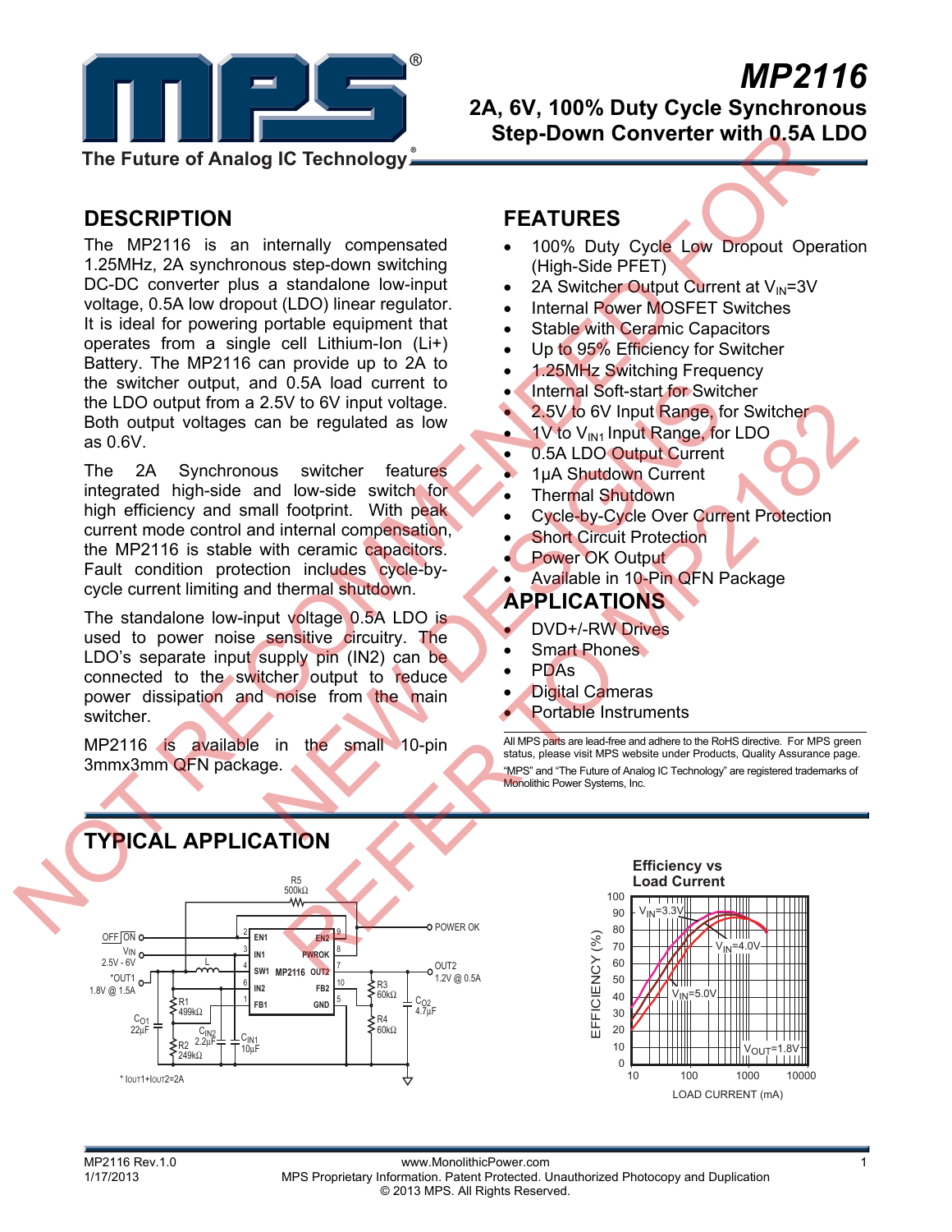# MP2116

## 2A, 6V, 100% Duty Cycle Synchronous Step-Down Converter with 0.5A LDO

The Future of Analog IC Technology

NOT RECOMMENDED FOR NEW DESIGNS REFER TO MP2182

## DESCRIPTION

The MP2116 is an internally compensated 1.25MHz, 2A synchronous step-down switching DC-DC converter plus a standalone low-input voltage, 0.5A low dropout (LDO) linear regulator. It is ideal for powering portable equipment that operates from a single cell Lithium-Ion (Li+) Battery. The MP2116 can provide up to 2A to the switcher output, and 0.5A load current to the LDO output from a 2.5V to 6V input voltage. Both output voltages can be regulated as low as 0.6V.

The 2A Synchronous switcher features integrated high-side and low-side switch for high efficiency and small footprint. With peak current mode control and internal compensation, the MP2116 is stable with ceramic capacitors. Fault condition protection includes cycle-by-cycle current limiting and thermal shutdown.

The standalone low-input voltage 0.5A LDO is used to power noise sensitive circuitry. The LDO's separate input supply pin (IN2) can be connected to the switcher output to reduce power dissipation and noise from the main switcher.

MP2116 is available in the small 10-pin 3mmx3mm QFN package.

## FEATURES

- 100% Duty Cycle Low Dropout Operation (High-Side PFET)
- 2A Switcher Output Current at $V_{IN}$=3V
- Internal Power MOSFET Switches
- Stable with Ceramic Capacitors
- Up to 95% Efficiency for Switcher
- 1.25MHz Switching Frequency
- Internal Soft-start for Switcher
- 2.5V to 6V Input Range, for Switcher
- 1V to $V_{IN1}$ Input Range, for LDO
- 0.5A LDO Output Current
- 1μA Shutdown Current
- Thermal Shutdown
- Cycle-by-Cycle Over Current Protection
- Short Circuit Protection
- Power OK Output
- Available in 10-Pin QFN Package

## APPLICATIONS

- DVD+/-RW Drives
- Smart Phones
- PDAs
- Digital Cameras
- Portable Instruments

All MPS parts are lead-free and adhere to the RoHS directive. For MPS green status, please visit MPS website under Products, Quality Assurance page. "MPS" and "The Future of Analog IC Technology" are registered trademarks of Monolithic Power Systems, Inc.

## TYPICAL APPLICATION

OFF | ON, VIN 2.5V - 6V, *OUT1 1.8V @ 1.5A, L, R1 499kΩ, R2 249kΩ, $C_{O1}$ 22μF, $C_{IN2}$ 2.2μF, $C_{IN1}$ 10μF, R5 500kΩ, MP2116 (EN1, IN1, SW1, IN2, FB1, EN2, PWROK, OUT2, FB2, GND), POWER OK, OUT2 1.2V @ 0.5A, R3 60kΩ, R4 60kΩ, $C_{O2}$ 4.7μF

* $I_{OUT1}$+$I_{OUT2}$=2A

**Efficiency vs Load Current**

EFFICIENCY (%) vs LOAD CURRENT (mA); curves: $V_{IN}$=3.3V, $V_{IN}$=4.0V, $V_{IN}$=5.0V; $V_{OUT}$=1.8V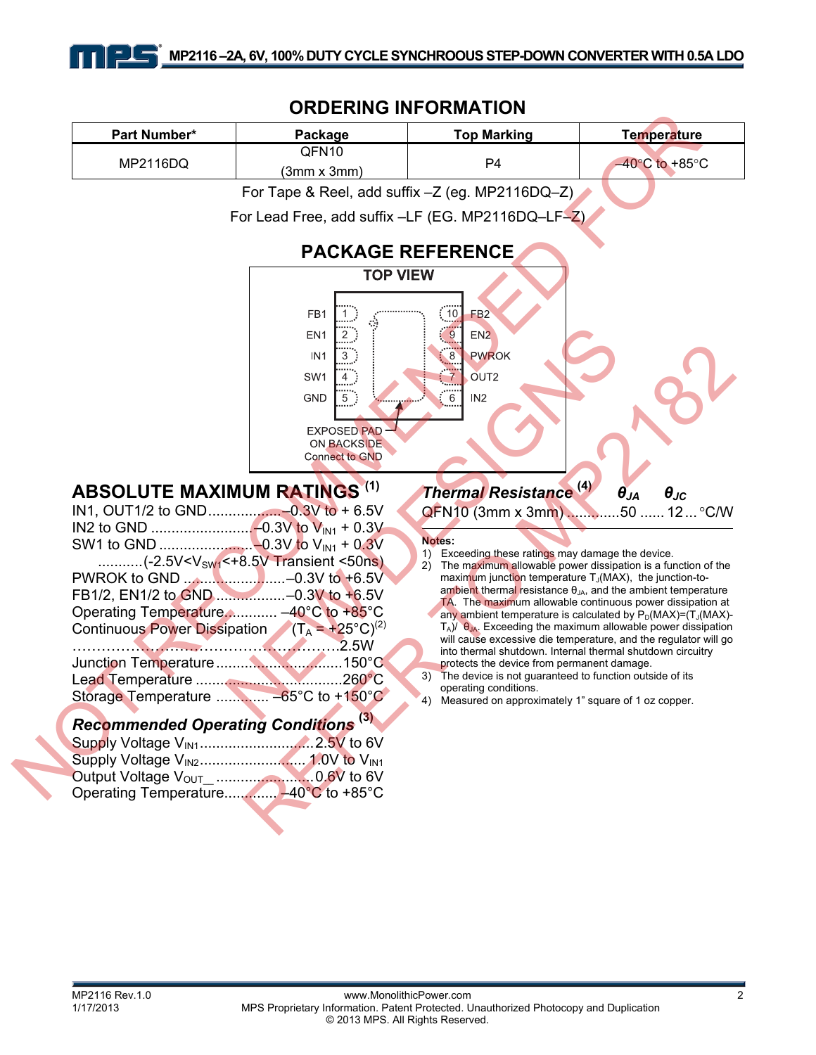## ORDERING INFORMATION

| Part Number* | Package | Top Marking | Temperature |
|---|---|---|---|
| MP2116DQ | QFN10 (3mm x 3mm) | P4 | –40°C to +85°C |

For Tape & Reel, add suffix –Z (eg. MP2116DQ–Z)

For Lead Free, add suffix –LF (EG. MP2116DQ–LF–Z)

## PACKAGE REFERENCE

**TOP VIEW**

| Pin | Name | Pin | Name |
|---|---|---|---|
| 1 | FB1 | 10 | FB2 |
| 2 | EN1 | 9 | EN2 |
| 3 | IN1 | 8 | PWROK |
| 4 | SW1 | 7 | OUT2 |
| 5 | GND | 6 | IN2 |

EXPOSED PAD ON BACKSIDE Connect to GND

NOT RECOMMENDED FOR NEW DESIGNS REFER TO MP2182

## ABSOLUTE MAXIMUM RATINGS [1]

IN1, OUT1/2 to GND..................–0.3V to + 6.5V
IN2 to GND ......................... –0.3V to $V_{IN1}$ + 0.3V
SW1 to GND ....................... –0.3V to $V_{IN1}$ + 0.3V
...........(-2.5V<$V_{SW1}$<+8.5V Transient <50ns)
PWROK to GND ........................–0.3V to +6.5V
FB1/2, EN1/2 to GND .................–0.3V to +6.5V
Operating Temperature............ –40°C to +85°C
Continuous Power Dissipation ($T_A$ = +25°C)[2]
.................................................2.5W
Junction Temperature ...............................150°C
Lead Temperature ....................................260°C
Storage Temperature ............. –65°C to +150°C

### Recommended Operating Conditions [3]

Supply Voltage $V_{IN1}$...........................2.5V to 6V
Supply Voltage $V_{IN2}$.......................... 1.0V to $V_{IN1}$
Output Voltage $V_{OUT\_}$ ........................0.6V to 6V
Operating Temperature............. –40°C to +85°C

| Thermal Resistance [4] | $\theta_{JA}$ | $\theta_{JC}$ | |
|---|---|---|---|
| QFN10 (3mm x 3mm) | 50 | 12 | °C/W |

**Notes:**

1) Exceeding these ratings may damage the device.
2) The maximum allowable power dissipation is a function of the maximum junction temperature $T_J$(MAX), the junction-to-ambient thermal resistance $\theta_{JA}$, and the ambient temperature TA. The maximum allowable continuous power dissipation at any ambient temperature is calculated by $P_D(MAX)=(T_J(MAX)-T_A)/\theta_{JA}$. Exceeding the maximum allowable power dissipation will cause excessive die temperature, and the regulator will go into thermal shutdown. Internal thermal shutdown circuitry protects the device from permanent damage.
3) The device is not guaranteed to function outside of its operating conditions.
4) Measured on approximately 1" square of 1 oz copper.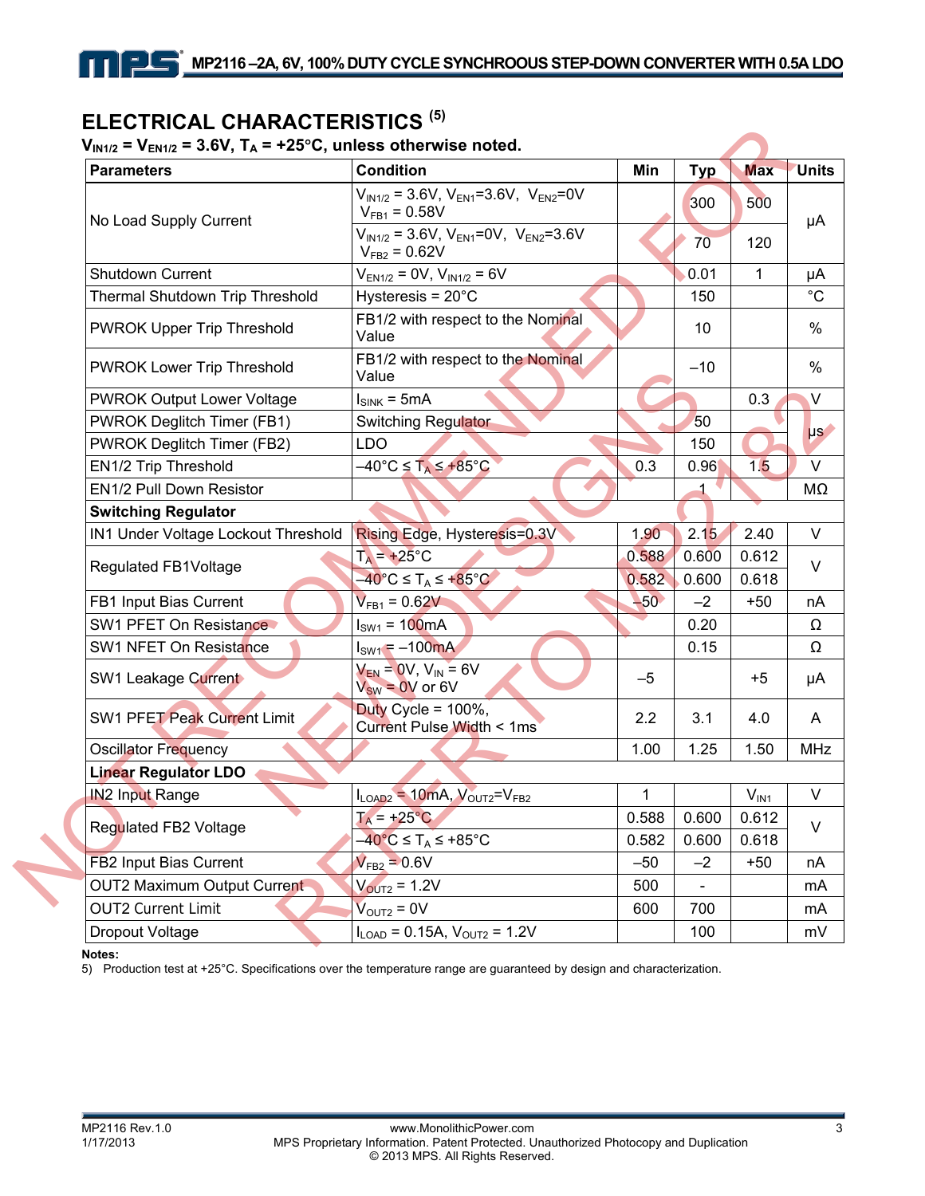## ELECTRICAL CHARACTERISTICS (5)

**$V_{IN1/2}$ = $V_{EN1/2}$ = 3.6V, $T_A$ = +25°C, unless otherwise noted.**

| Parameters | Condition | Min | Typ | Max | Units |
|---|---|---|---|---|---|
| No Load Supply Current | $V_{IN1/2}$ = 3.6V, $V_{EN1}$=3.6V, $V_{EN2}$=0V $V_{FB1}$ = 0.58V | | 300 | 500 | µA |
| | $V_{IN1/2}$ = 3.6V, $V_{EN1}$=0V, $V_{EN2}$=3.6V $V_{FB2}$ = 0.62V | | 70 | 120 | |
| Shutdown Current | $V_{EN1/2}$ = 0V, $V_{IN1/2}$ = 6V | | 0.01 | 1 | µA |
| Thermal Shutdown Trip Threshold | Hysteresis = 20°C | | 150 | | °C |
| PWROK Upper Trip Threshold | FB1/2 with respect to the Nominal Value | | 10 | | % |
| PWROK Lower Trip Threshold | FB1/2 with respect to the Nominal Value | | –10 | | % |
| PWROK Output Lower Voltage | $I_{SINK}$ = 5mA | | | 0.3 | V |
| PWROK Deglitch Timer (FB1) | Switching Regulator | | 50 | | µs |
| PWROK Deglitch Timer (FB2) | LDO | | 150 | | |
| EN1/2 Trip Threshold | –40°C ≤ $T_A$ ≤ +85°C | 0.3 | 0.96 | 1.5 | V |
| EN1/2 Pull Down Resistor | | | 1 | | MΩ |
| **Switching Regulator** | | | | | |
| IN1 Under Voltage Lockout Threshold | Rising Edge, Hysteresis=0.3V | 1.90 | 2.15 | 2.40 | V |
| Regulated FB1Voltage | $T_A$ = +25°C | 0.588 | 0.600 | 0.612 | V |
| | –40°C ≤ $T_A$ ≤ +85°C | 0.582 | 0.600 | 0.618 | |
| FB1 Input Bias Current | $V_{FB1}$ = 0.62V | –50 | –2 | +50 | nA |
| SW1 PFET On Resistance | $I_{SW1}$ = 100mA | | 0.20 | | Ω |
| SW1 NFET On Resistance | $I_{SW1}$ = –100mA | | 0.15 | | Ω |
| SW1 Leakage Current | $V_{EN}$ = 0V, $V_{IN}$ = 6V $V_{SW}$ = 0V or 6V | –5 | | +5 | µA |
| SW1 PFET Peak Current Limit | Duty Cycle = 100%, Current Pulse Width < 1ms | 2.2 | 3.1 | 4.0 | A |
| Oscillator Frequency | | 1.00 | 1.25 | 1.50 | MHz |
| **Linear Regulator LDO** | | | | | |
| IN2 Input Range | $I_{LOAD2}$ = 10mA, $V_{OUT2}$=$V_{FB2}$ | 1 | | $V_{IN1}$ | V |
| Regulated FB2 Voltage | $T_A$ = +25°C | 0.588 | 0.600 | 0.612 | V |
| | –40°C ≤ $T_A$ ≤ +85°C | 0.582 | 0.600 | 0.618 | |
| FB2 Input Bias Current | $V_{FB2}$ = 0.6V | –50 | –2 | +50 | nA |
| OUT2 Maximum Output Current | $V_{OUT2}$ = 1.2V | 500 | - | | mA |
| OUT2 Current Limit | $V_{OUT2}$ = 0V | 600 | 700 | | mA |
| Dropout Voltage | $I_{LOAD}$ = 0.15A, $V_{OUT2}$ = 1.2V | | 100 | | mV |

**Notes:**

5) Production test at +25°C. Specifications over the temperature range are guaranteed by design and characterization.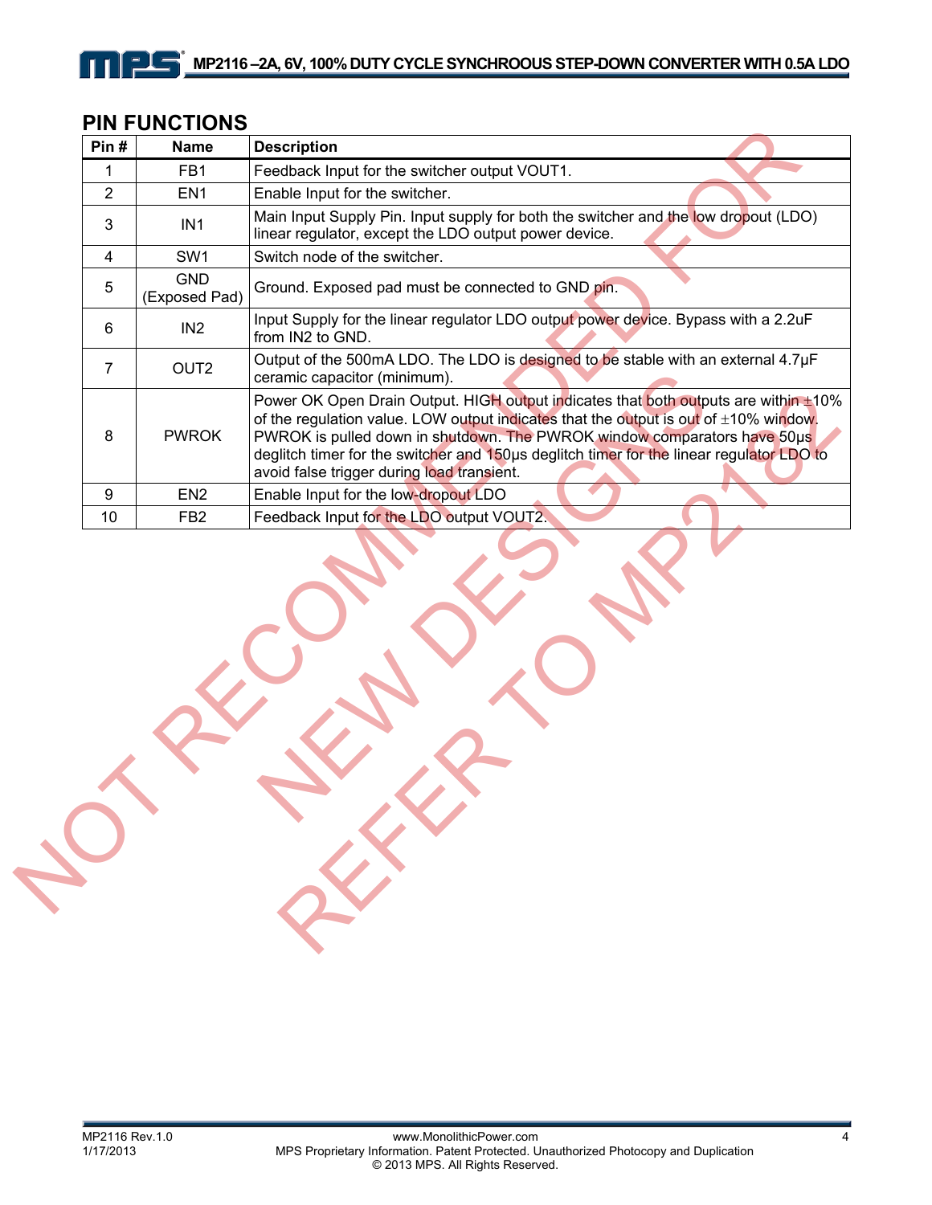## PIN FUNCTIONS

| Pin # | Name | Description |
|---|---|---|
| 1 | FB1 | Feedback Input for the switcher output VOUT1. |
| 2 | EN1 | Enable Input for the switcher. |
| 3 | IN1 | Main Input Supply Pin. Input supply for both the switcher and the low dropout (LDO) linear regulator, except the LDO output power device. |
| 4 | SW1 | Switch node of the switcher. |
| 5 | GND (Exposed Pad) | Ground. Exposed pad must be connected to GND pin. |
| 6 | IN2 | Input Supply for the linear regulator LDO output power device. Bypass with a 2.2uF from IN2 to GND. |
| 7 | OUT2 | Output of the 500mA LDO. The LDO is designed to be stable with an external 4.7µF ceramic capacitor (minimum). |
| 8 | PWROK | Power OK Open Drain Output. HIGH output indicates that both outputs are within ±10% of the regulation value. LOW output indicates that the output is out of ±10% window. PWROK is pulled down in shutdown. The PWROK window comparators have 50µs deglitch timer for the switcher and 150µs deglitch timer for the linear regulator LDO to avoid false trigger during load transient. |
| 9 | EN2 | Enable Input for the low-dropout LDO |
| 10 | FB2 | Feedback Input for the LDO output VOUT2. |

NOT RECOMMENDED FOR NEW DESIGNS REFER TO MP2182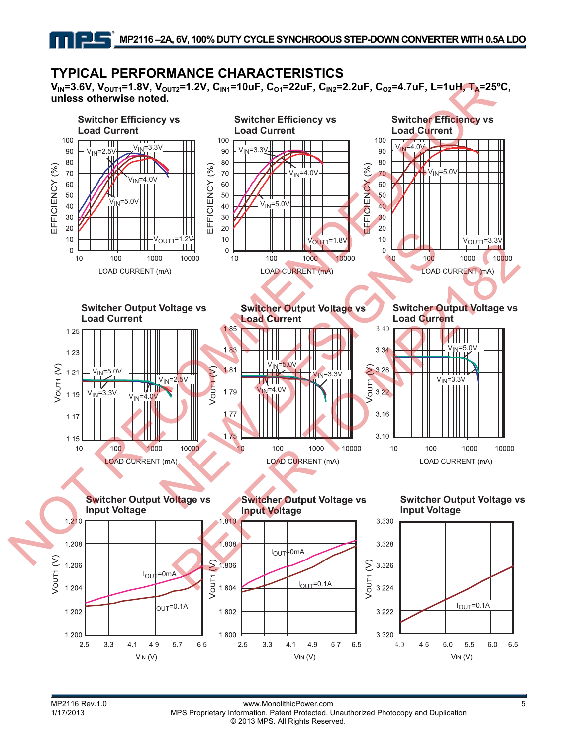## TYPICAL PERFORMANCE CHARACTERISTICS

**$V_{IN}$=3.6V, $V_{OUT1}$=1.8V, $V_{OUT2}$=1.2V, $C_{IN1}$=10uF, $C_{O1}$=22uF, $C_{IN2}$=2.2uF, $C_{O2}$=4.7uF, L=1uH, $T_A$=25ºC, unless otherwise noted.**

**Switcher Efficiency vs Load Current**

**Switcher Efficiency vs Load Current**

**Switcher Efficiency vs Load Current**

**Switcher Output Voltage vs Load Current**

**Switcher Output Voltage vs Load Current**

**Switcher Output Voltage vs Load Current**

**Switcher Output Voltage vs Input Voltage**

**Switcher Output Voltage vs Input Voltage**

**Switcher Output Voltage vs Input Voltage**

NOT RECOMMENDED FOR NEW DESIGNS REFER TO MP2182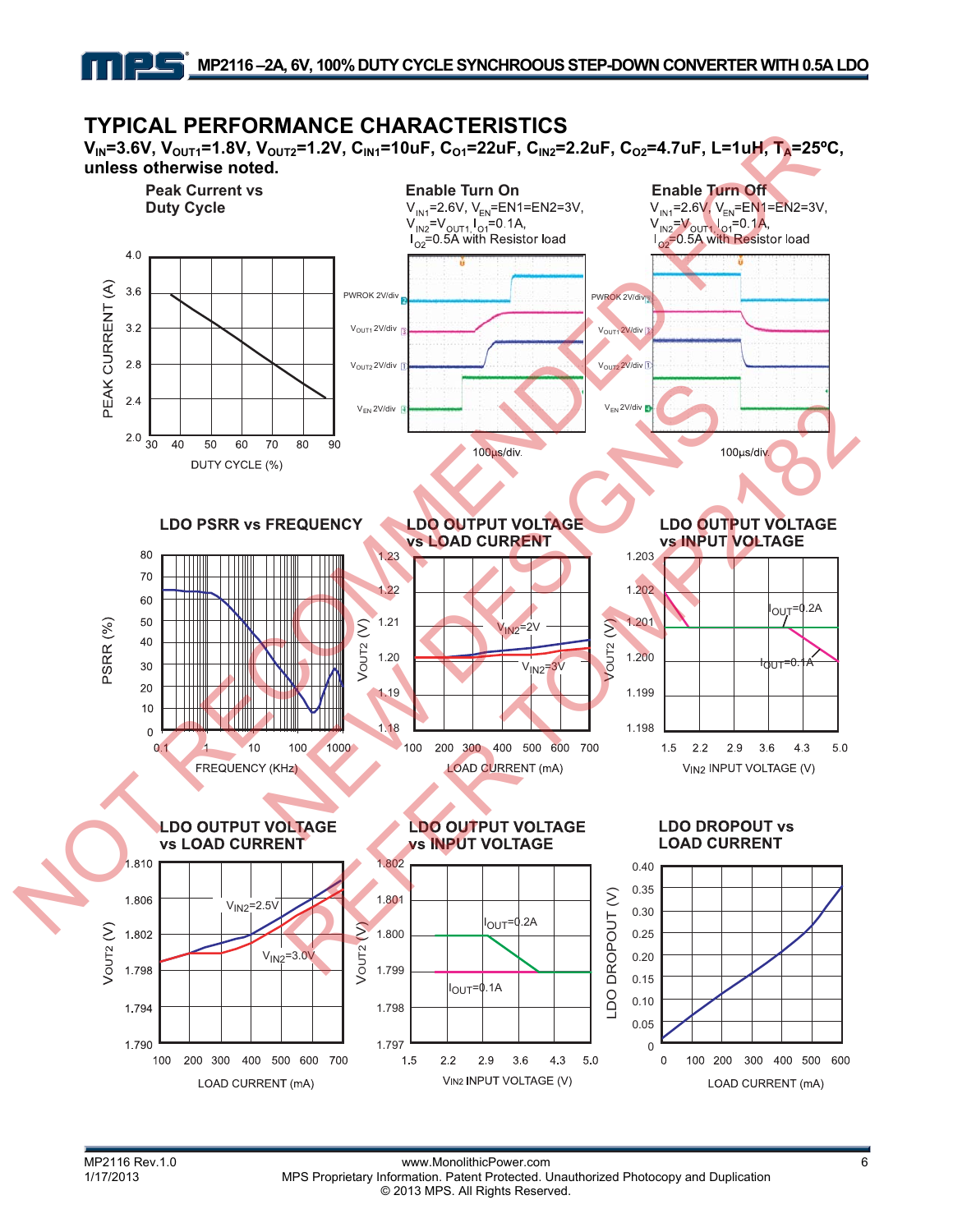## TYPICAL PERFORMANCE CHARACTERISTICS

**$V_{IN}$=3.6V, $V_{OUT1}$=1.8V, $V_{OUT2}$=1.2V, $C_{IN1}$=10uF, $C_{O1}$=22uF, $C_{IN2}$=2.2uF, $C_{O2}$=4.7uF, L=1uH, $T_A$=25ºC, unless otherwise noted.**

**Peak Current vs Duty Cycle**

**Enable Turn On**
$V_{IN1}$=2.6V, $V_{EN}$=EN1=EN2=3V, $V_{IN2}$=$V_{OUT1}$, $I_{O1}$=0.1A, $I_{O2}$=0.5A with Resistor load

**Enable Turn Off**
$V_{IN1}$=2.6V, $V_{EN}$=EN1=EN2=3V, $V_{IN2}$=$V_{OUT1}$, $I_{O1}$=0.1A, $I_{O2}$=0.5A with Resistor load

**LDO PSRR vs FREQUENCY**

**LDO OUTPUT VOLTAGE vs LOAD CURRENT**

**LDO OUTPUT VOLTAGE vs INPUT VOLTAGE**

**LDO OUTPUT VOLTAGE vs LOAD CURRENT**

**LDO OUTPUT VOLTAGE vs INPUT VOLTAGE**

**LDO DROPOUT vs LOAD CURRENT**

NOT RECOMMENDED FOR NEW DESIGNS REFER TO MP2182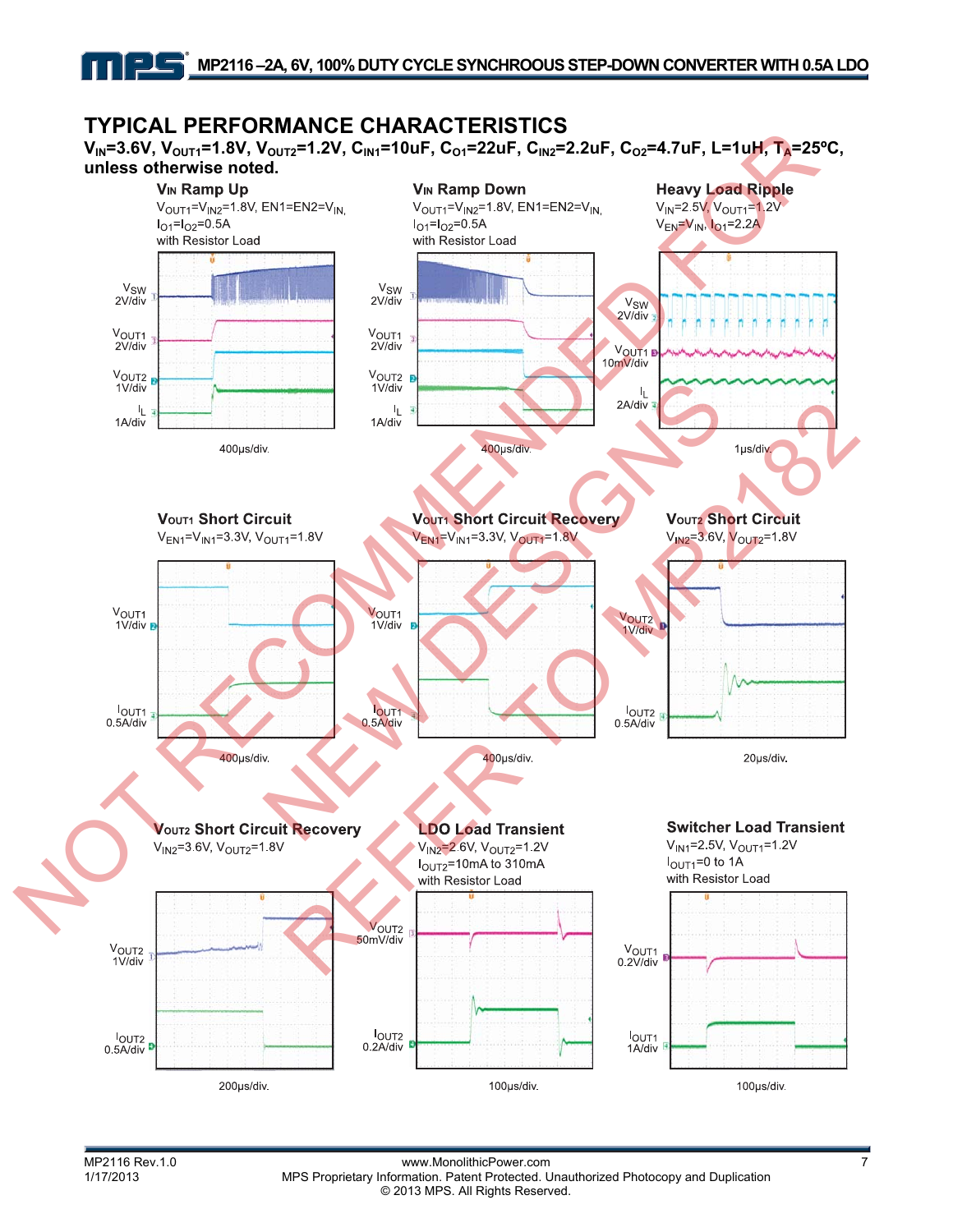## TYPICAL PERFORMANCE CHARACTERISTICS

**$V_{IN}$=3.6V, $V_{OUT1}$=1.8V, $V_{OUT2}$=1.2V, $C_{IN1}$=10uF, $C_{O1}$=22uF, $C_{IN2}$=2.2uF, $C_{O2}$=4.7uF, L=1uH, $T_A$=25ºC, unless otherwise noted.**

**$V_{IN}$ Ramp Up**
$V_{OUT1}$=$V_{IN2}$=1.8V, EN1=EN2=$V_{IN}$, $I_{O1}$=$I_{O2}$=0.5A
with Resistor Load

$V_{SW}$ 2V/div, $V_{OUT1}$ 2V/div, $V_{OUT2}$ 1V/div, $I_L$ 1A/div, 400μs/div.

**$V_{IN}$ Ramp Down**
$V_{OUT1}$=$V_{IN2}$=1.8V, EN1=EN2=$V_{IN}$, $I_{O1}$=$I_{O2}$=0.5A
with Resistor Load

$V_{SW}$ 2V/div, $V_{OUT1}$ 2V/div, $V_{OUT2}$ 1V/div, $I_L$ 1A/div, 400μs/div.

**Heavy Load Ripple**
$V_{IN}$=2.5V, $V_{OUT1}$=1.2V
$V_{EN}$=$V_{IN}$, $I_{O1}$=2.2A

$V_{SW}$ 2V/div, $V_{OUT1}$ 10mV/div, $I_L$ 2A/div, 1μs/div.

**$V_{OUT1}$ Short Circuit**
$V_{EN1}$=$V_{IN1}$=3.3V, $V_{OUT1}$=1.8V

$V_{OUT1}$ 1V/div, $I_{OUT1}$ 0.5A/div, 400μs/div.

**$V_{OUT1}$ Short Circuit Recovery**
$V_{EN1}$=$V_{IN1}$=3.3V, $V_{OUT1}$=1.8V

$V_{OUT1}$ 1V/div, $I_{OUT1}$ 0.5A/div, 400μs/div.

**$V_{OUT2}$ Short Circuit**
$V_{IN2}$=3.6V, $V_{OUT2}$=1.8V

$V_{OUT2}$ 1V/div, $I_{OUT2}$ 0.5A/div, 20μs/div.

**$V_{OUT2}$ Short Circuit Recovery**
$V_{IN2}$=3.6V, $V_{OUT2}$=1.8V

$V_{OUT2}$ 1V/div, $I_{OUT2}$ 0.5A/div, 200μs/div.

**LDO Load Transient**
$V_{IN2}$=2.6V, $V_{OUT2}$=1.2V
$I_{OUT2}$=10mA to 310mA
with Resistor Load

$V_{OUT2}$ 50mV/div, $I_{OUT2}$ 0.2A/div, 100μs/div.

**Switcher Load Transient**
$V_{IN1}$=2.5V, $V_{OUT1}$=1.2V
$I_{OUT1}$=0 to 1A
with Resistor Load

$V_{OUT1}$ 0.2V/div, $I_{OUT1}$ 1A/div, 100μs/div.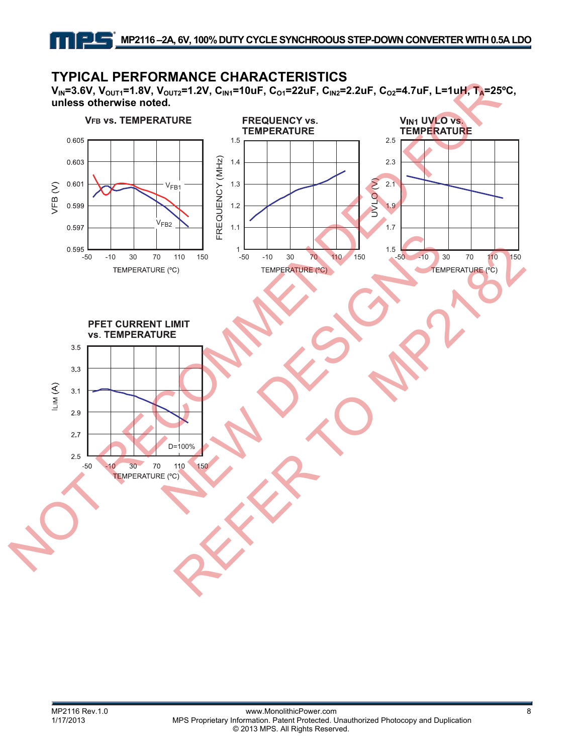## TYPICAL PERFORMANCE CHARACTERISTICS

**$V_{IN}$=3.6V, $V_{OUT1}$=1.8V, $V_{OUT2}$=1.2V, $C_{IN1}$=10uF, $C_{O1}$=22uF, $C_{IN2}$=2.2uF, $C_{O2}$=4.7uF, L=1uH, $T_A$=25ºC, unless otherwise noted.**

**VFB vs. TEMPERATURE**

**FREQUENCY vs. TEMPERATURE**

**VIN1 UVLO vs. TEMPERATURE**

**PFET CURRENT LIMIT vs. TEMPERATURE**

NOT RECOMMENDED FOR NEW DESIGNS REFER TO MP2182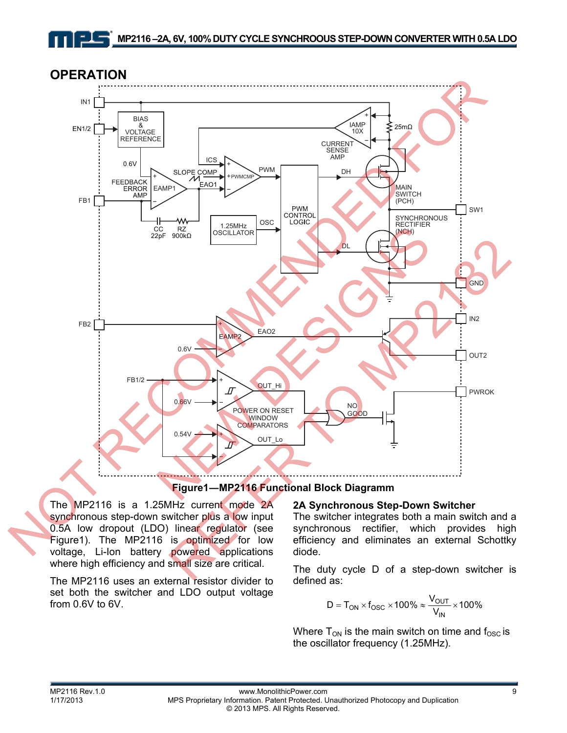## OPERATION

Figure1—MP2116 Functional Block Diagramm

The MP2116 is a 1.25MHz current mode 2A synchronous step-down switcher plus a low input 0.5A low dropout (LDO) linear regulator (see Figure1). The MP2116 is optimized for low voltage, Li-Ion battery powered applications where high efficiency and small size are critical.

The MP2116 uses an external resistor divider to set both the switcher and LDO output voltage from 0.6V to 6V.

### 2A Synchronous Step-Down Switcher

The switcher integrates both a main switch and a synchronous rectifier, which provides high efficiency and eliminates an external Schottky diode.

The duty cycle D of a step-down switcher is defined as:

$$D = T_{ON} \times f_{OSC} \times 100\% \approx \frac{V_{OUT}}{V_{IN}} \times 100\%$$

Where $T_{ON}$ is the main switch on time and $f_{OSC}$ is the oscillator frequency (1.25MHz).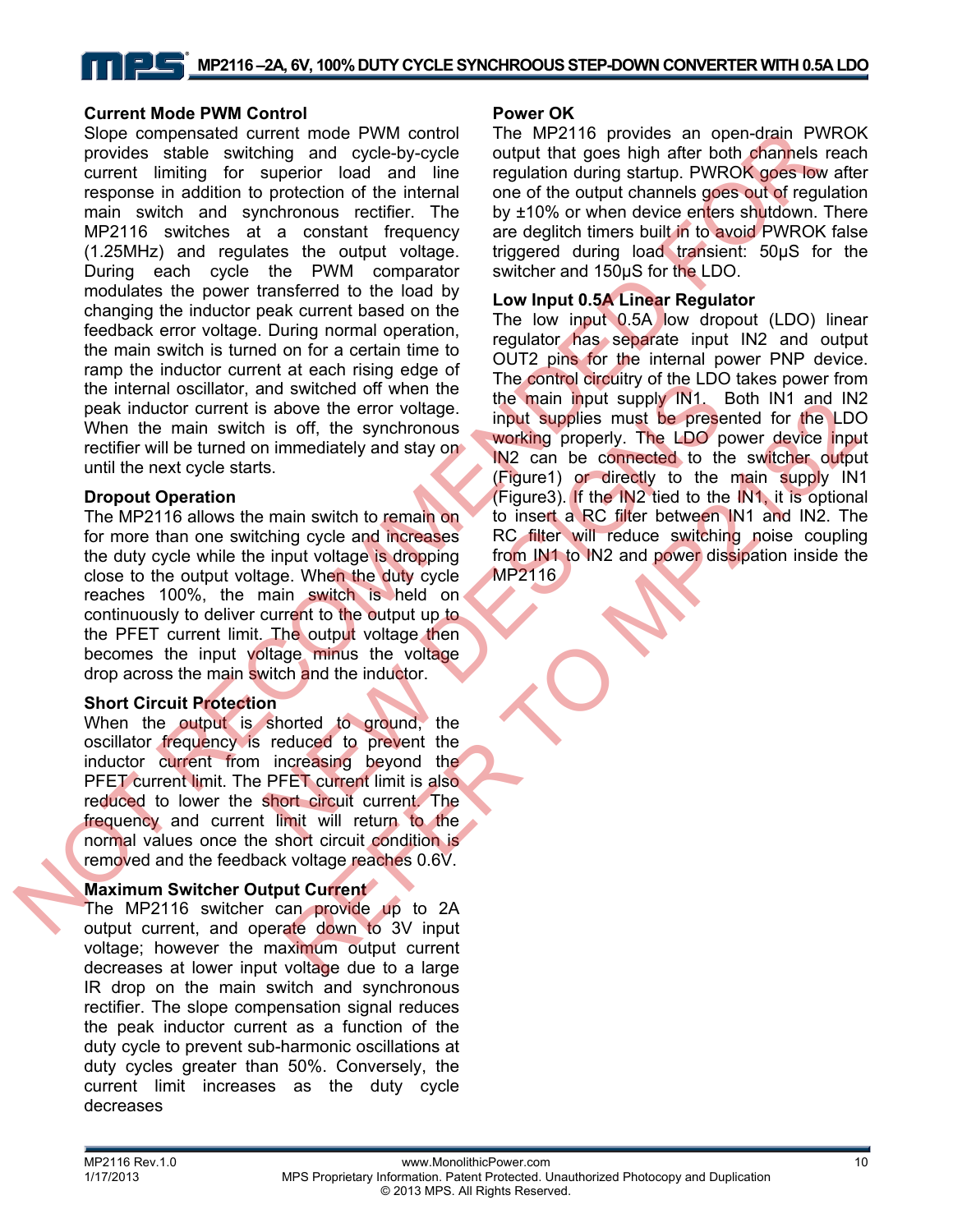### Current Mode PWM Control

Slope compensated current mode PWM control provides stable switching and cycle-by-cycle current limiting for superior load and line response in addition to protection of the internal main switch and synchronous rectifier. The MP2116 switches at a constant frequency (1.25MHz) and regulates the output voltage. During each cycle the PWM comparator modulates the power transferred to the load by changing the inductor peak current based on the feedback error voltage. During normal operation, the main switch is turned on for a certain time to ramp the inductor current at each rising edge of the internal oscillator, and switched off when the peak inductor current is above the error voltage. When the main switch is off, the synchronous rectifier will be turned on immediately and stay on until the next cycle starts.

### Dropout Operation

The MP2116 allows the main switch to remain on for more than one switching cycle and increases the duty cycle while the input voltage is dropping close to the output voltage. When the duty cycle reaches 100%, the main switch is held on continuously to deliver current to the output up to the PFET current limit. The output voltage then becomes the input voltage minus the voltage drop across the main switch and the inductor.

### Short Circuit Protection

When the output is shorted to ground, the oscillator frequency is reduced to prevent the inductor current from increasing beyond the PFET current limit. The PFET current limit is also reduced to lower the short circuit current. The frequency and current limit will return to the normal values once the short circuit condition is removed and the feedback voltage reaches 0.6V.

### Maximum Switcher Output Current

The MP2116 switcher can provide up to 2A output current, and operate down to 3V input voltage; however the maximum output current decreases at lower input voltage due to a large IR drop on the main switch and synchronous rectifier. The slope compensation signal reduces the peak inductor current as a function of the duty cycle to prevent sub-harmonic oscillations at duty cycles greater than 50%. Conversely, the current limit increases as the duty cycle decreases

### Power OK

The MP2116 provides an open-drain PWROK output that goes high after both channels reach regulation during startup. PWROK goes low after one of the output channels goes out of regulation by ±10% or when device enters shutdown. There are deglitch timers built in to avoid PWROK false triggered during load transient: 50µS for the switcher and 150µS for the LDO.

### Low Input 0.5A Linear Regulator

The low input 0.5A low dropout (LDO) linear regulator has separate input IN2 and output OUT2 pins for the internal power PNP device. The control circuitry of the LDO takes power from the main input supply IN1. Both IN1 and IN2 input supplies must be presented for the LDO working properly. The LDO power device input IN2 can be connected to the switcher output (Figure1) or directly to the main supply IN1 (Figure3). If the IN2 tied to the IN1, it is optional to insert a RC filter between IN1 and IN2. The RC filter will reduce switching noise coupling from IN1 to IN2 and power dissipation inside the MP2116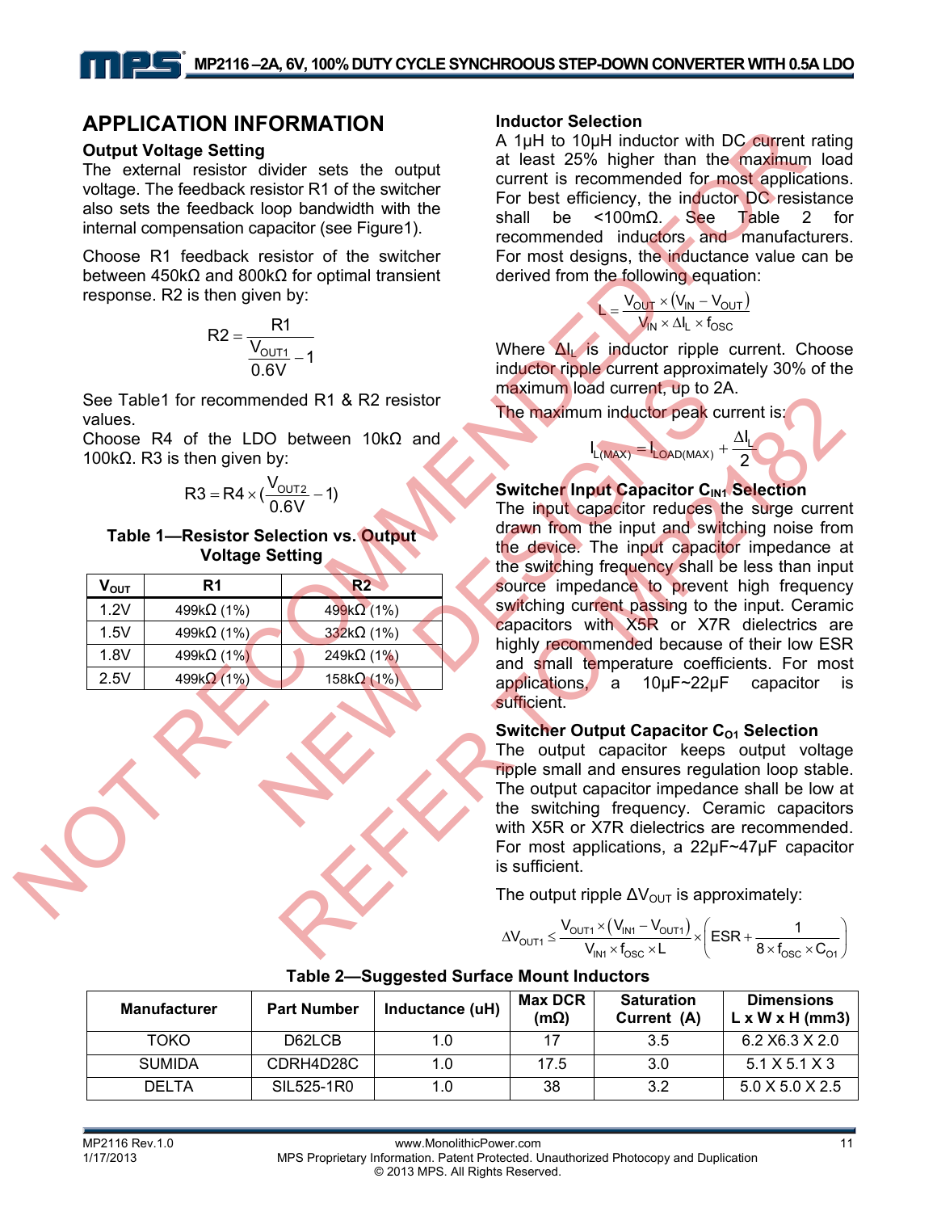## APPLICATION INFORMATION

### Output Voltage Setting

The external resistor divider sets the output voltage. The feedback resistor R1 of the switcher also sets the feedback loop bandwidth with the internal compensation capacitor (see Figure1).

Choose R1 feedback resistor of the switcher between 450kΩ and 800kΩ for optimal transient response. R2 is then given by:

$$R2 = \frac{R1}{\frac{V_{OUT1}}{0.6V} - 1}$$

See Table1 for recommended R1 & R2 resistor values.

Choose R4 of the LDO between 10kΩ and 100kΩ. R3 is then given by:

$$R3 = R4 \times \left(\frac{V_{OUT2}}{0.6V} - 1\right)$$

**Table 1—Resistor Selection vs. Output Voltage Setting**

| $V_{OUT}$ | R1 | R2 |
|---|---|---|
| 1.2V | 499kΩ (1%) | 499kΩ (1%) |
| 1.5V | 499kΩ (1%) | 332kΩ (1%) |
| 1.8V | 499kΩ (1%) | 249kΩ (1%) |
| 2.5V | 499kΩ (1%) | 158kΩ (1%) |

### Inductor Selection

A 1μH to 10μH inductor with DC current rating at least 25% higher than the maximum load current is recommended for most applications. For best efficiency, the inductor DC resistance shall be <100mΩ. See Table 2 for recommended inductors and manufacturers. For most designs, the inductance value can be derived from the following equation:

$$L = \frac{V_{OUT} \times (V_{IN} - V_{OUT})}{V_{IN} \times \Delta I_L \times f_{OSC}}$$

Where $\Delta I_L$ is inductor ripple current. Choose inductor ripple current approximately 30% of the maximum load current, up to 2A.

The maximum inductor peak current is:

$$I_{L(MAX)} = I_{LOAD(MAX)} + \frac{\Delta I_L}{2}$$

### Switcher Input Capacitor $C_{IN1}$ Selection

The input capacitor reduces the surge current drawn from the input and switching noise from the device. The input capacitor impedance at the switching frequency shall be less than input source impedance to prevent high frequency switching current passing to the input. Ceramic capacitors with X5R or X7R dielectrics are highly recommended because of their low ESR and small temperature coefficients. For most applications, a 10μF~22μF capacitor is sufficient.

### Switcher Output Capacitor $C_{O1}$ Selection

The output capacitor keeps output voltage ripple small and ensures regulation loop stable. The output capacitor impedance shall be low at the switching frequency. Ceramic capacitors with X5R or X7R dielectrics are recommended. For most applications, a 22μF~47μF capacitor is sufficient.

The output ripple $\Delta V_{OUT}$ is approximately:

$$\Delta V_{OUT1} \leq \frac{V_{OUT1} \times (V_{IN1} - V_{OUT1})}{V_{IN1} \times f_{OSC} \times L} \times \left(ESR + \frac{1}{8 \times f_{OSC} \times C_{O1}}\right)$$

**Table 2—Suggested Surface Mount Inductors**

| Manufacturer | Part Number | Inductance (uH) | Max DCR (mΩ) | Saturation Current (A) | Dimensions L x W x H (mm3) |
|---|---|---|---|---|---|
| TOKO | D62LCB | 1.0 | 17 | 3.5 | 6.2 X6.3 X 2.0 |
| SUMIDA | CDRH4D28C | 1.0 | 17.5 | 3.0 | 5.1 X 5.1 X 3 |
| DELTA | SIL525-1R0 | 1.0 | 38 | 3.2 | 5.0 X 5.0 X 2.5 |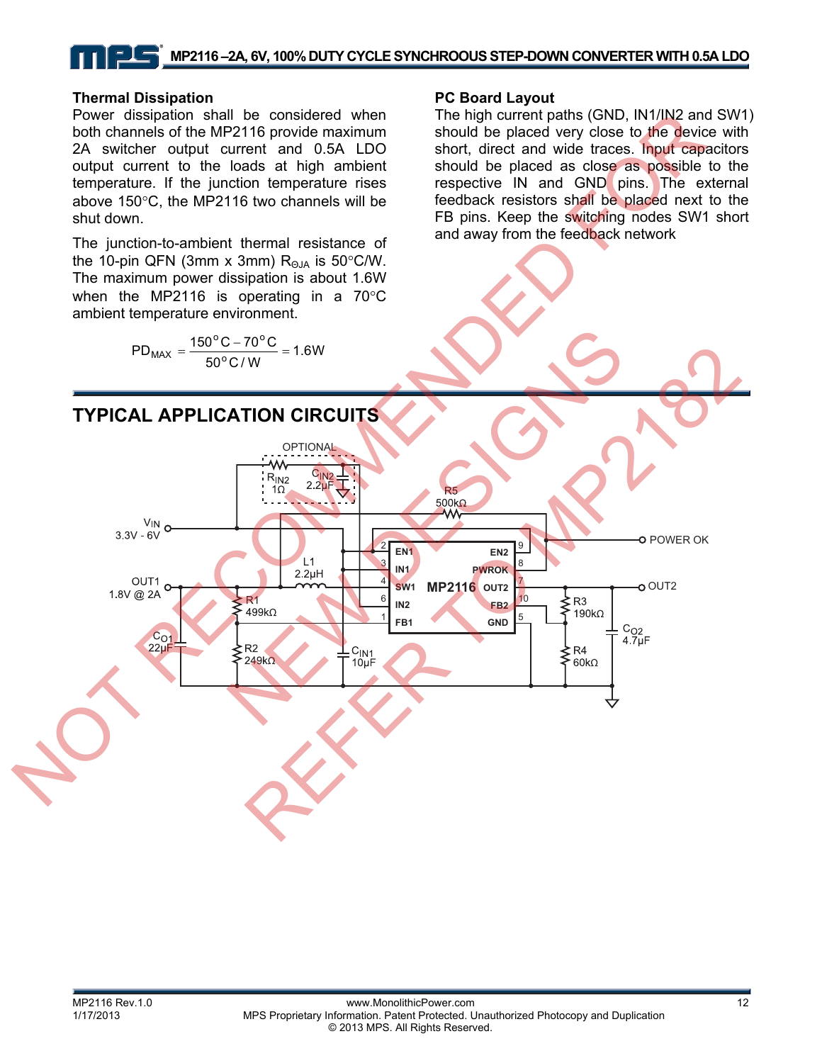### Thermal Dissipation

Power dissipation shall be considered when both channels of the MP2116 provide maximum 2A switcher output current and 0.5A LDO output current to the loads at high ambient temperature. If the junction temperature rises above 150°C, the MP2116 two channels will be shut down.

The junction-to-ambient thermal resistance of the 10-pin QFN (3mm x 3mm) $R_{\Theta JA}$ is 50°C/W. The maximum power dissipation is about 1.6W when the MP2116 is operating in a 70°C ambient temperature environment.

$$PD_{MAX} = \frac{150^{o}C - 70^{o}C}{50^{o}C/W} = 1.6W$$

### PC Board Layout

The high current paths (GND, IN1/IN2 and SW1) should be placed very close to the device with short, direct and wide traces. Input capacitors should be placed as close as possible to the respective IN and GND pins. The external feedback resistors shall be placed next to the FB pins. Keep the switching nodes SW1 short and away from the feedback network

## TYPICAL APPLICATION CIRCUITS

OPTIONAL
$R_{IN2}$ 1Ω
$C_{IN2}$ 2.2µF
R5 500kΩ
$V_{IN}$ 3.3V - 6V
POWER OK
L1 2.2µH
OUT1 1.8V @ 2A
OUT2
R1 499kΩ
R2 249kΩ
$C_{O1}$ 22µF
$C_{IN1}$ 10µF
R3 190kΩ
R4 60kΩ
$C_{O2}$ 4.7µF
MP2116: 2 EN1, 3 IN1, 4 SW1, 6 IN2, 1 FB1, 9 EN2, 8 PWROK, 7 OUT2, 10 FB2, 5 GND

NOT RECOMMENDED FOR NEW DESIGNS REFER TO MP2182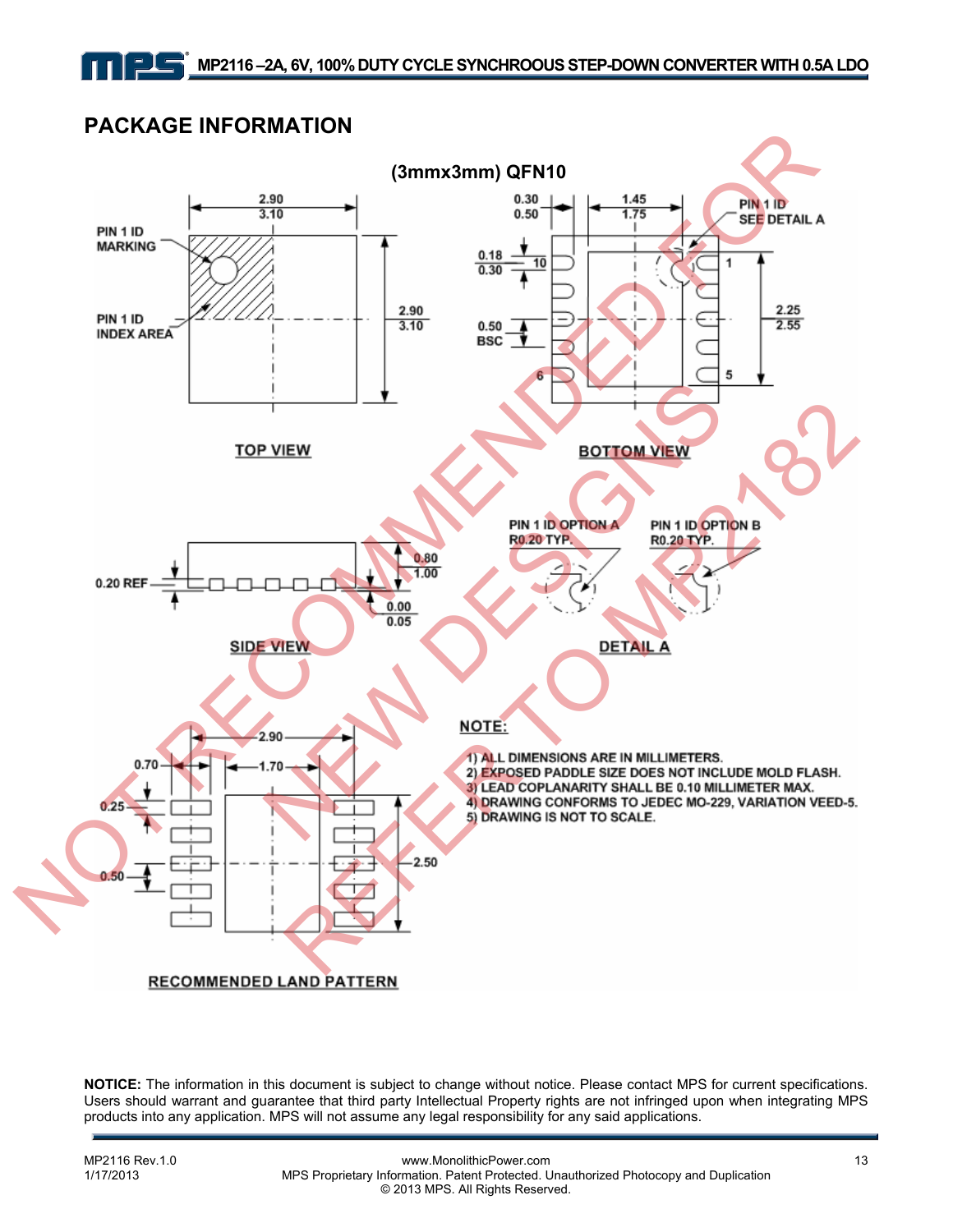## PACKAGE INFORMATION

(3mmx3mm) QFN10

NOT RECOMMENDED FOR NEW DESIGNS REFER TO MP2182

TOP VIEW

PIN 1 ID MARKING

PIN 1 ID INDEX AREA

2.90
3.10

2.90
3.10

BOTTOM VIEW

0.30
0.50

1.45
1.75

PIN 1 ID SEE DETAIL A

0.18
0.30

0.50 BSC

2.25
2.55

10 1 6 5

SIDE VIEW

0.20 REF

0.80
1.00

0.00
0.05

DETAIL A

PIN 1 ID OPTION A R0.20 TYP.

PIN 1 ID OPTION B R0.20 TYP.

RECOMMENDED LAND PATTERN

2.90
1.70
0.70
0.25
0.50
2.50

NOTE:

1) ALL DIMENSIONS ARE IN MILLIMETERS.
2) EXPOSED PADDLE SIZE DOES NOT INCLUDE MOLD FLASH.
3) LEAD COPLANARITY SHALL BE 0.10 MILLIMETER MAX.
4) DRAWING CONFORMS TO JEDEC MO-229, VARIATION VEED-5.
5) DRAWING IS NOT TO SCALE.

**NOTICE:** The information in this document is subject to change without notice. Please contact MPS for current specifications. Users should warrant and guarantee that third party Intellectual Property rights are not infringed upon when integrating MPS products into any application. MPS will not assume any legal responsibility for any said applications.